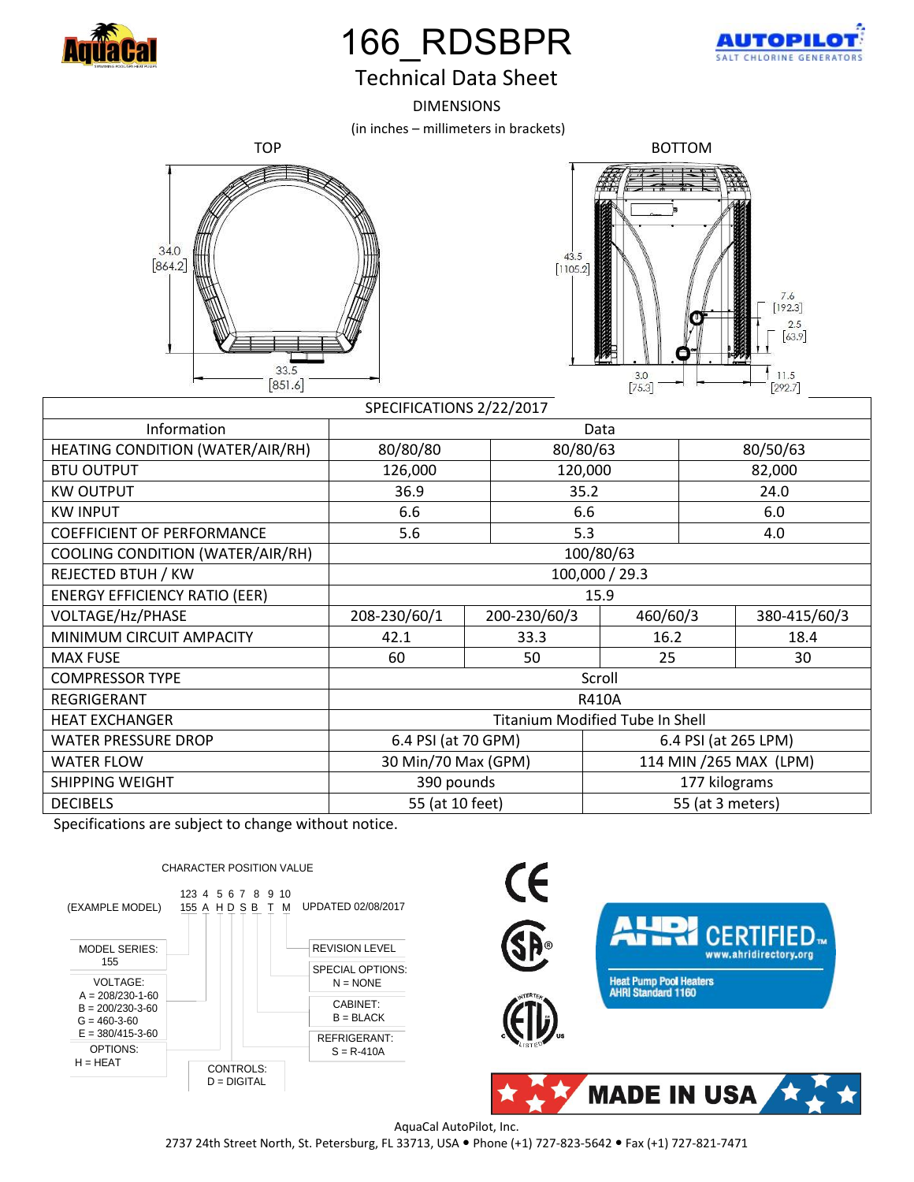# 166_RDSBPR

## Technical Data Sheet

DIMENSIONS

(in inches – millimeters in brackets)

TOP

34.0 [864.2]

33.5 [851.6]

BOTTOM

43.5 [1105.2]

7.6 [192.3]

2.5 [63.9]

3.0 [75.3]

11.5 [292.7]

| SPECIFICATIONS 2/22/2017 | | | | |
|---|---|---|---|---|
| Information | Data | | | |
| HEATING CONDITION (WATER/AIR/RH) | 80/80/80 | 80/80/63 | | 80/50/63 |
| BTU OUTPUT | 126,000 | 120,000 | | 82,000 |
| KW OUTPUT | 36.9 | 35.2 | | 24.0 |
| KW INPUT | 6.6 | 6.6 | | 6.0 |
| COEFFICIENT OF PERFORMANCE | 5.6 | 5.3 | | 4.0 |
| COOLING CONDITION (WATER/AIR/RH) | 100/80/63 | | | |
| REJECTED BTUH / KW | 100,000 / 29.3 | | | |
| ENERGY EFFICIENCY RATIO (EER) | 15.9 | | | |
| VOLTAGE/Hz/PHASE | 208-230/60/1 | 200-230/60/3 | 460/60/3 | 380-415/60/3 |
| MINIMUM CIRCUIT AMPACITY | 42.1 | 33.3 | 16.2 | 18.4 |
| MAX FUSE | 60 | 50 | 25 | 30 |
| COMPRESSOR TYPE | Scroll | | | |
| REGRIGERANT | R410A | | | |
| HEAT EXCHANGER | Titanium Modified Tube In Shell | | | |
| WATER PRESSURE DROP | 6.4 PSI (at 70 GPM) | | 6.4 PSI (at 265 LPM) | |
| WATER FLOW | 30 Min/70 Max (GPM) | | 114 MIN /265 MAX (LPM) | |
| SHIPPING WEIGHT | 390 pounds | | 177 kilograms | |
| DECIBELS | 55 (at 10 feet) | | 55 (at 3 meters) | |

Specifications are subject to change without notice.

CHARACTER POSITION VALUE

(EXAMPLE MODEL) 155 A H D S B T M — positions 123 4 5 6 7 8 9 10 — UPDATED 02/08/2017

- MODEL SERIES: 155
- VOLTAGE: A = 208/230-1-60, B = 200/230-3-60, G = 460-3-60, E = 380/415-3-60
- OPTIONS: H = HEAT
- CONTROLS: D = DIGITAL
- REFRIGERANT: S = R-410A
- CABINET: B = BLACK
- SPECIAL OPTIONS: N = NONE
- REVISION LEVEL

AHRI CERTIFIED™ www.ahridirectory.org — Heat Pump Pool Heaters AHRI Standard 1160

MADE IN USA

AquaCal AutoPilot, Inc.

2737 24th Street North, St. Petersburg, FL 33713, USA • Phone (+1) 727-823-5642 • Fax (+1) 727-821-7471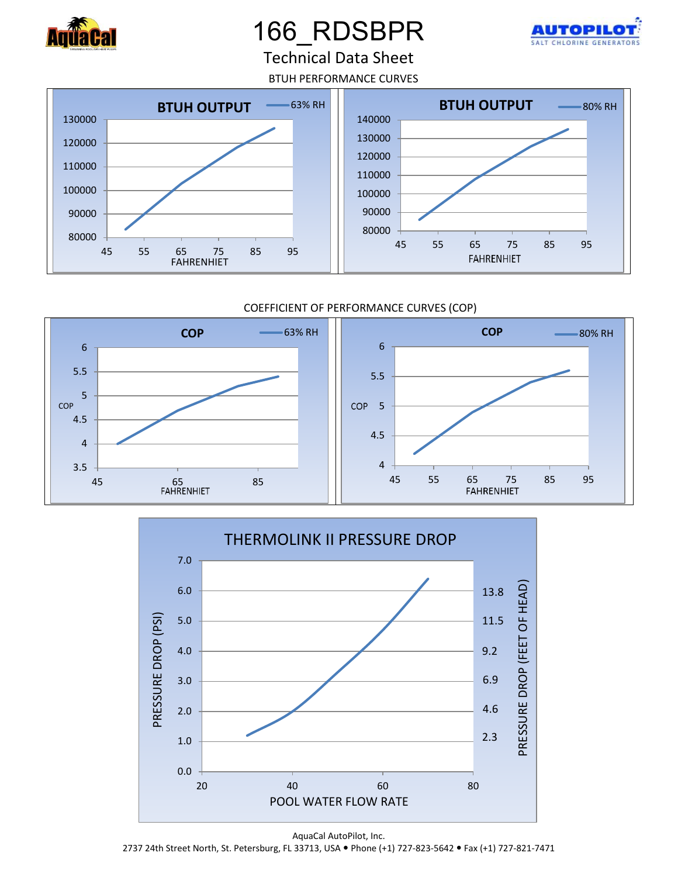# 166_RDSBPR

## Technical Data Sheet

BTUH PERFORMANCE CURVES

**BTUH OUTPUT**

63% RH

130000
120000
110000
100000
90000
80000

45 55 65 75 85 95

FAHRENHIET

**BTUH OUTPUT**

80% RH

140000
130000
120000
110000
100000
90000
80000

45 55 65 75 85 95

FAHRENHIET

COEFFICIENT OF PERFORMANCE CURVES (COP)

**COP**

63% RH

COP

6
5.5
5
4.5
4
3.5

45 65 85

FAHRENHIET

**COP**

80% RH

COP

6
5.5
5
4.5
4

45 55 65 75 85 95

FAHRENHIET

THERMOLINK II PRESSURE DROP

PRESSURE DROP (PSI)

7.0
6.0
5.0
4.0
3.0
2.0
1.0
0.0

PRESSURE DROP (FEET OF HEAD)

13.8
11.5
9.2
6.9
4.6
2.3

20 40 60 80

POOL WATER FLOW RATE

AquaCal AutoPilot, Inc.
2737 24th Street North, St. Petersburg, FL 33713, USA • Phone (+1) 727-823-5642 • Fax (+1) 727-821-7471